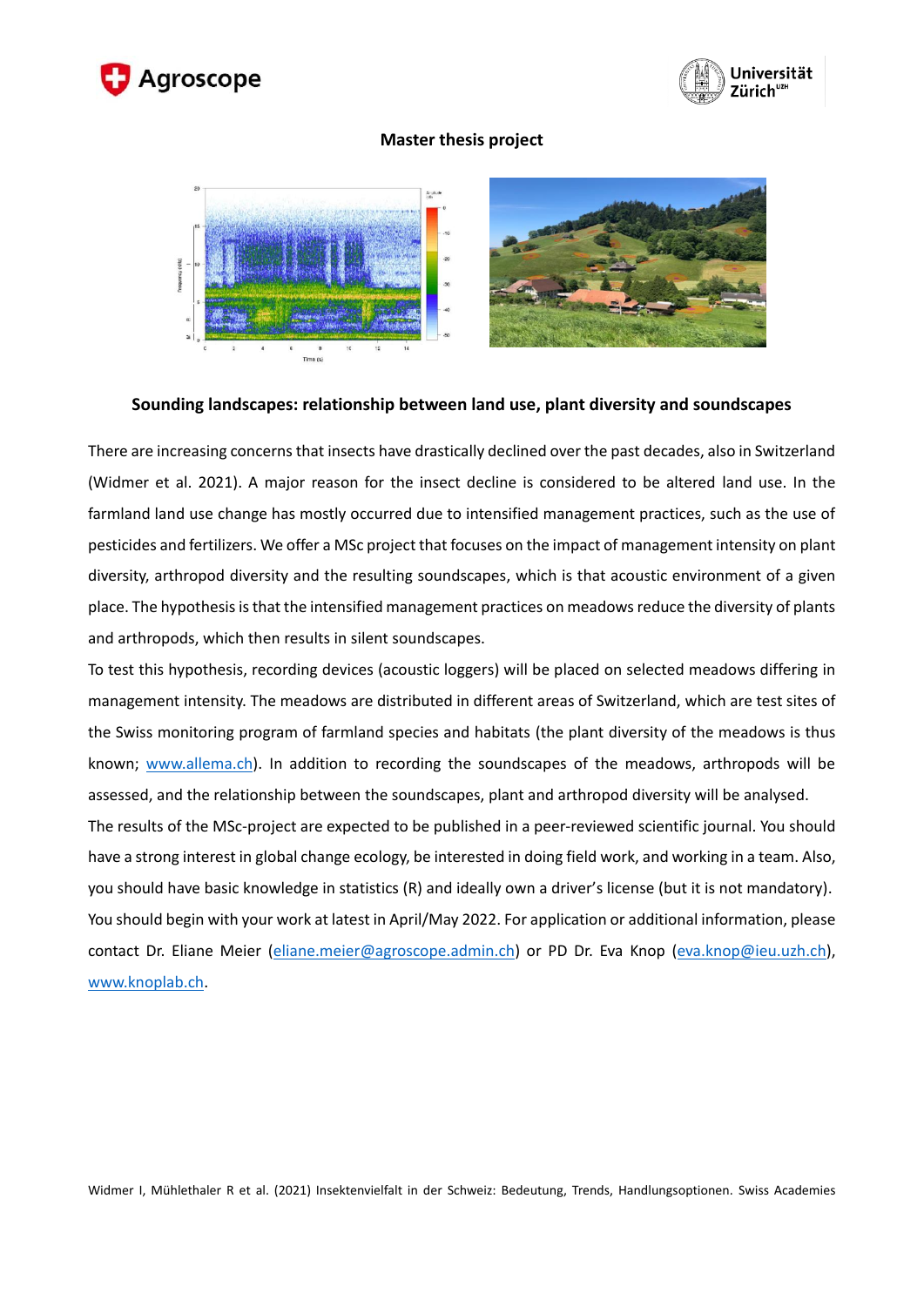**Master thesis project**

## Sounding landscapes: relationship between land use, plant diversity and soundscapes

There are increasing concerns that insects have drastically declined over the past decades, also in Switzerland (Widmer et al. 2021). A major reason for the insect decline is considered to be altered land use. In the farmland land use change has mostly occurred due to intensified management practices, such as the use of pesticides and fertilizers. We offer a MSc project that focuses on the impact of management intensity on plant diversity, arthropod diversity and the resulting soundscapes, which is that acoustic environment of a given place. The hypothesis is that the intensified management practices on meadows reduce the diversity of plants and arthropods, which then results in silent soundscapes.

To test this hypothesis, recording devices (acoustic loggers) will be placed on selected meadows differing in management intensity. The meadows are distributed in different areas of Switzerland, which are test sites of the Swiss monitoring program of farmland species and habitats (the plant diversity of the meadows is thus known; www.allema.ch). In addition to recording the soundscapes of the meadows, arthropods will be assessed, and the relationship between the soundscapes, plant and arthropod diversity will be analysed.

The results of the MSc-project are expected to be published in a peer-reviewed scientific journal. You should have a strong interest in global change ecology, be interested in doing field work, and working in a team. Also, you should have basic knowledge in statistics (R) and ideally own a driver's license (but it is not mandatory). You should begin with your work at latest in April/May 2022. For application or additional information, please contact Dr. Eliane Meier (eliane.meier@agroscope.admin.ch) or PD Dr. Eva Knop (eva.knop@ieu.uzh.ch), www.knoplab.ch.

Widmer I, Mühlethaler R et al. (2021) Insektenvielfalt in der Schweiz: Bedeutung, Trends, Handlungsoptionen. Swiss Academies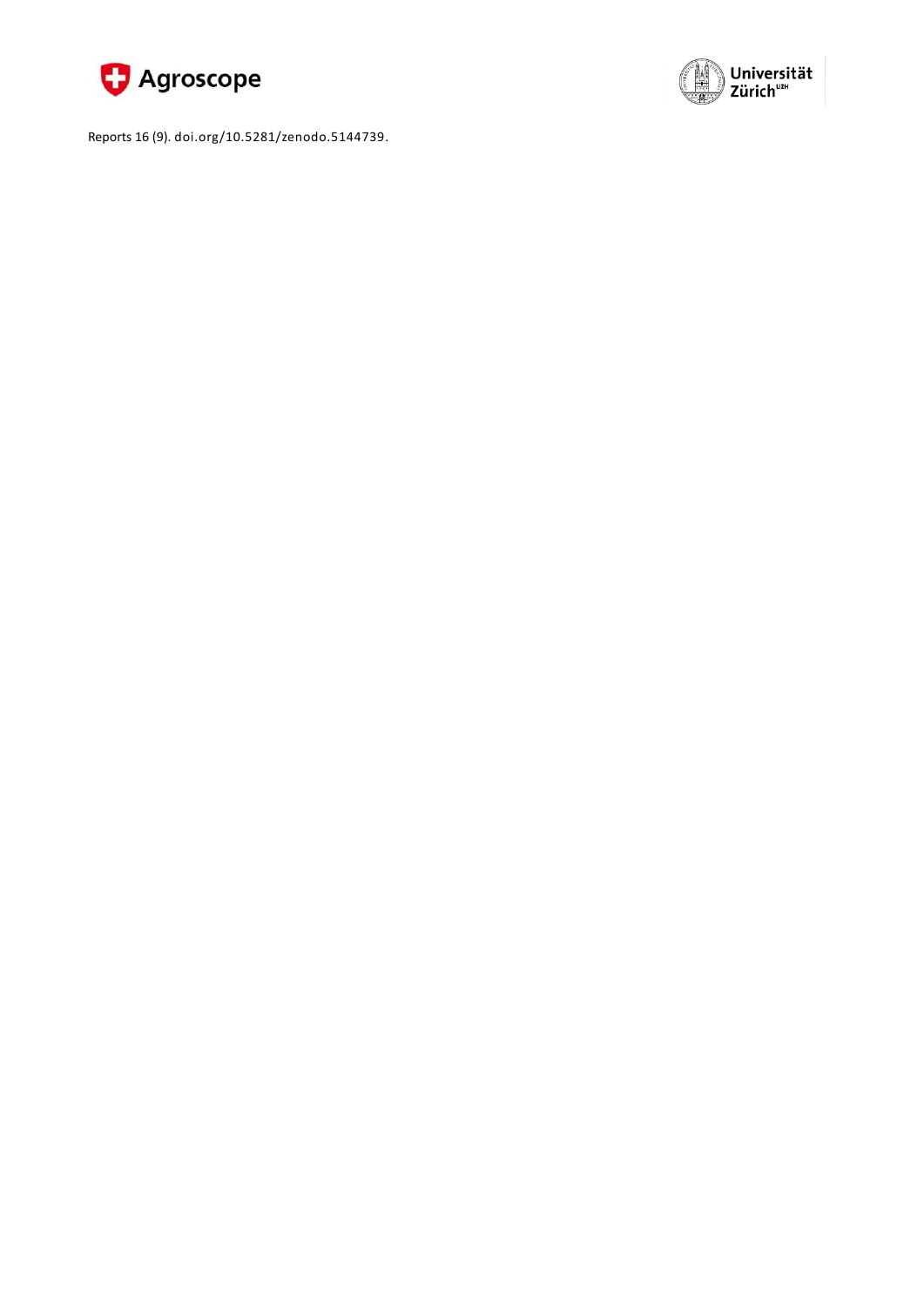Reports 16 (9). doi.org/10.5281/zenodo.5144739.